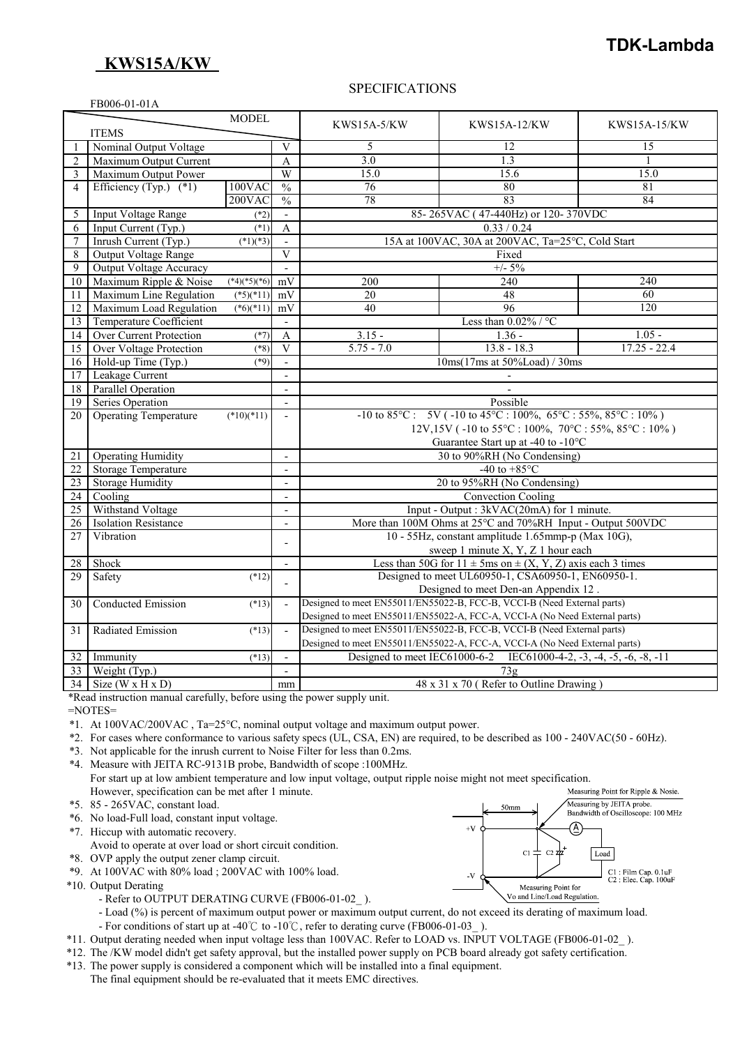**TDK-Lambda**

# KWS15A/KW

## SPECIFICATIONS

FB006-01-01A

| | ITEMS / MODEL | | | KWS15A-5/KW | KWS15A-12/KW | KWS15A-15/KW |
|---|---|---|---|---|---|---|
| 1 | Nominal Output Voltage | | V | 5 | 12 | 15 |
| 2 | Maximum Output Current | | A | 3.0 | 1.3 | 1 |
| 3 | Maximum Output Power | | W | 15.0 | 15.6 | 15.0 |
| 4 | Efficiency (Typ.) (*1) | 100VAC | % | 76 | 80 | 81 |
| | | 200VAC | % | 78 | 83 | 84 |
| 5 | Input Voltage Range | (*2) | - | 85- 265VAC ( 47-440Hz) or 120- 370VDC | | |
| 6 | Input Current (Typ.) | (*1) | A | 0.33 / 0.24 | | |
| 7 | Inrush Current (Typ.) | (*1)(*3) | - | 15A at 100VAC, 30A at 200VAC, Ta=25°C, Cold Start | | |
| 8 | Output Voltage Range | | V | Fixed | | |
| 9 | Output Voltage Accuracy | | - | +/- 5% | | |
| 10 | Maximum Ripple & Noise | (*4)(*5)(*6) | mV | 200 | 240 | 240 |
| 11 | Maximum Line Regulation | (*5)(*11) | mV | 20 | 48 | 60 |
| 12 | Maximum Load Regulation | (*6)(*11) | mV | 40 | 96 | 120 |
| 13 | Temperature Coefficient | | - | Less than 0.02% / °C | | |
| 14 | Over Current Protection | (*7) | A | 3.15 - | 1.36 - | 1.05 - |
| 15 | Over Voltage Protection | (*8) | V | 5.75 - 7.0 | 13.8 - 18.3 | 17.25 - 22.4 |
| 16 | Hold-up Time (Typ.) | (*9) | - | 10ms(17ms at 50%Load) / 30ms | | |
| 17 | Leakage Current | | - | - | | |
| 18 | Parallel Operation | | - | - | | |
| 19 | Series Operation | | - | Possible | | |
| 20 | Operating Temperature | (*10)(*11) | - | -10 to 85°C : 5V ( -10 to 45°C : 100%, 65°C : 55%, 85°C : 10% )<br>12V,15V ( -10 to 55°C : 100%, 70°C : 55%, 85°C : 10% )<br>Guarantee Start up at -40 to -10°C | | |
| 21 | Operating Humidity | | - | 30 to 90%RH (No Condensing) | | |
| 22 | Storage Temperature | | - | -40 to +85°C | | |
| 23 | Storage Humidity | | - | 20 to 95%RH (No Condensing) | | |
| 24 | Cooling | | - | Convection Cooling | | |
| 25 | Withstand Voltage | | - | Input - Output : 3kVAC(20mA) for 1 minute. | | |
| 26 | Isolation Resistance | | - | More than 100M Ohms at 25°C and 70%RH Input - Output 500VDC | | |
| 27 | Vibration | | - | 10 - 55Hz, constant amplitude 1.65mmp-p (Max 10G),<br>sweep 1 minute X, Y, Z 1 hour each | | |
| 28 | Shock | | - | Less than 50G for 11 ± 5ms on ± (X, Y, Z) axis each 3 times | | |
| 29 | Safety | (*12) | - | Designed to meet UL60950-1, CSA60950-1, EN60950-1.<br>Designed to meet Den-an Appendix 12 . | | |
| 30 | Conducted Emission | (*13) | - | Designed to meet EN55011/EN55022-B, FCC-B, VCCI-B (Need External parts)<br>Designed to meet EN55011/EN55022-A, FCC-A, VCCI-A (No Need External parts) | | |
| 31 | Radiated Emission | (*13) | - | Designed to meet EN55011/EN55022-B, FCC-B, VCCI-B (Need External parts)<br>Designed to meet EN55011/EN55022-A, FCC-A, VCCI-A (No Need External parts) | | |
| 32 | Immunity | (*13) | - | Designed to meet IEC61000-6-2 IEC61000-4-2, -3, -4, -5, -6, -8, -11 | | |
| 33 | Weight (Typ.) | | - | 73g | | |
| 34 | Size (W x H x D) | | mm | 48 x 31 x 70 ( Refer to Outline Drawing ) | | |

*Read instruction manual carefully, before using the power supply unit.

=NOTES=

*1. At 100VAC/200VAC , Ta=25°C, nominal output voltage and maximum output power.

*2. For cases where conformance to various safety specs (UL, CSA, EN) are required, to be described as 100 - 240VAC(50 - 60Hz).

*3. Not applicable for the inrush current to Noise Filter for less than 0.2ms.

*4. Measure with JEITA RC-9131B probe, Bandwidth of scope :100MHz.
For start up at low ambient temperature and low input voltage, output ripple noise might not meet specification.
However, specification can be met after 1 minute.

*5. 85 - 265VAC, constant load.

*6. No load-Full load, constant input voltage.

*7. Hiccup with automatic recovery.
Avoid to operate at over load or short circuit condition.

*8. OVP apply the output zener clamp circuit.

*9. At 100VAC with 80% load ; 200VAC with 100% load.

*10. Output Derating
- Refer to OUTPUT DERATING CURVE (FB006-01-02_ ).
- Load (%) is percent of maximum output power or maximum output current, do not exceed its derating of maximum load.
- For conditions of start up at -40℃ to -10℃, refer to derating curve (FB006-01-03_ ).

*11. Output derating needed when input voltage less than 100VAC. Refer to LOAD vs. INPUT VOLTAGE (FB006-01-02_ ).

*12. The /KW model didn't get safety approval, but the installed power supply on PCB board already got safety certification.

*13. The power supply is considered a component which will be installed into a final equipment.
The final equipment should be re-evaluated that it meets EMC directives.

Measuring Point for Ripple & Nosie.
Measuring by JEITA probe.
Bandwidth of Oscilloscope: 100 MHz
50mm
+V
-V
C1
C2
Load
Measuring Point for
Vo and Line/Load Regulation.
C1 : Film Cap. 0.1uF
C2 : Elec. Cap. 100uF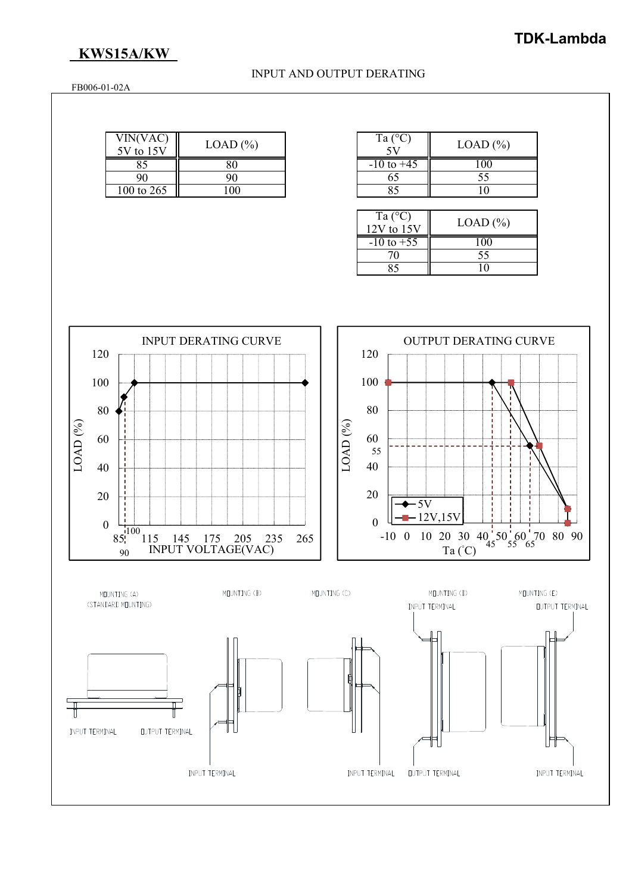# KWS15A/KW

INPUT AND OUTPUT DERATING

FB006-01-02A

| VIN(VAC) 5V to 15V | LOAD (%) |
|---|---|
| 85 | 80 |
| 90 | 90 |
| 100 to 265 | 100 |

| Ta (°C) 5V | LOAD (%) |
|---|---|
| -10 to +45 | 100 |
| 65 | 55 |
| 85 | 10 |

| Ta (°C) 12V to 15V | LOAD (%) |
|---|---|
| -10 to +55 | 100 |
| 70 | 55 |
| 85 | 10 |

INPUT DERATING CURVE

OUTPUT DERATING CURVE

MOUNTING (A) (STANDARD MOUNTING)

MOUNTING (B)

MOUNTING (C)

MOUNTING (D)

MOUNTING (E)

INPUT TERMINAL

OUTPUT TERMINAL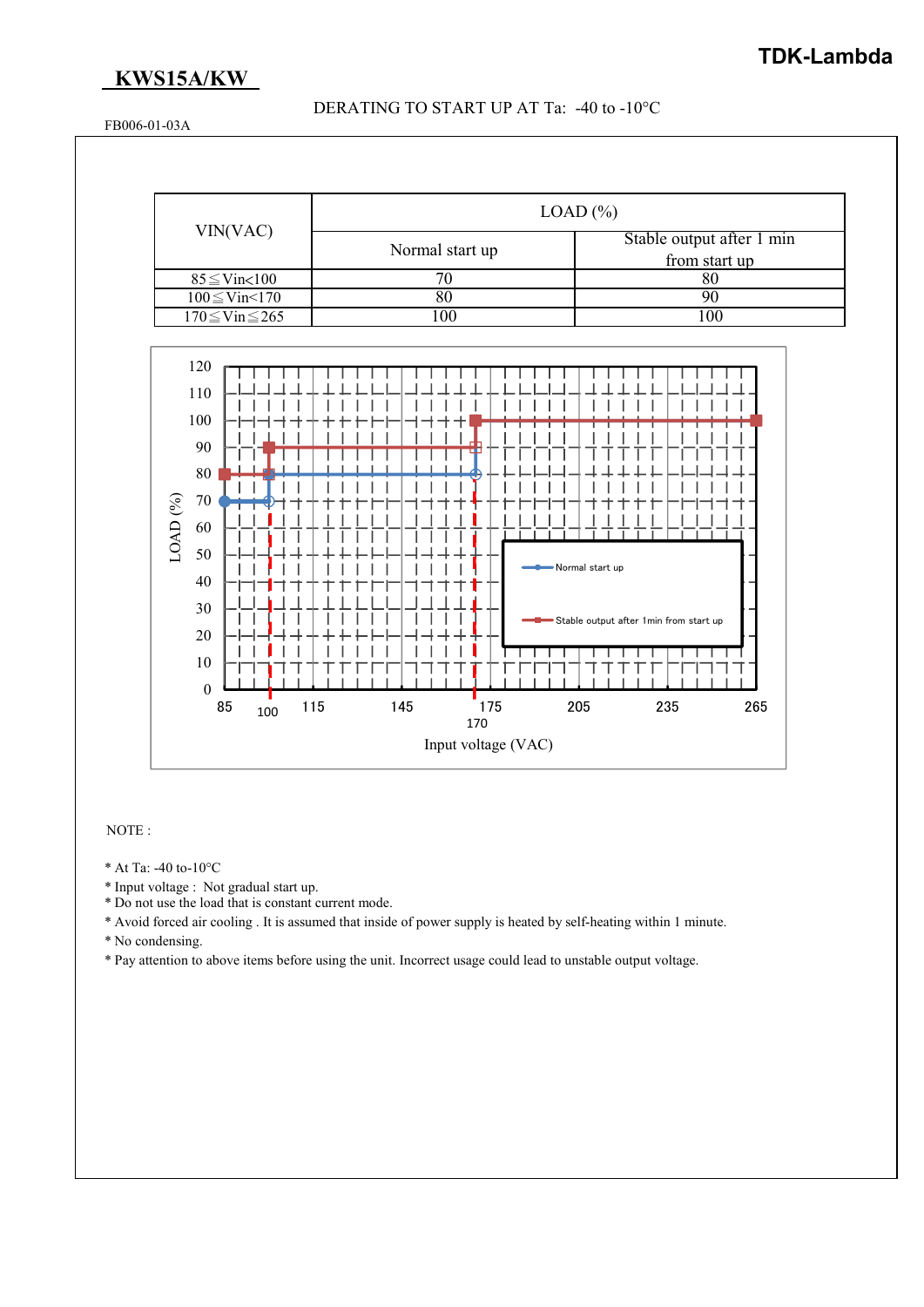# KWS15A/KW

TDK-Lambda

DERATING TO START UP AT Ta: -40 to -10°C

FB006-01-03A

| VIN(VAC) | LOAD (%) | |
|---|---|---|
| | Normal start up | Stable output after 1 min from start up |
| 85≦Vin<100 | 70 | 80 |
| 100≦Vin<170 | 80 | 90 |
| 170≦Vin≦265 | 100 | 100 |

LOAD (%)

120
110
100
90
80
70
60
50
40
30
20
10
0

85 100 115 145 170 175 205 235 265

Input voltage (VAC)

Normal start up

Stable output after 1min from start up

NOTE :

* At Ta: -40 to-10°C
* Input voltage : Not gradual start up.
* Do not use the load that is constant current mode.
* Avoid forced air cooling . It is assumed that inside of power supply is heated by self-heating within 1 minute.
* No condensing.
* Pay attention to above items before using the unit. Incorrect usage could lead to unstable output voltage.